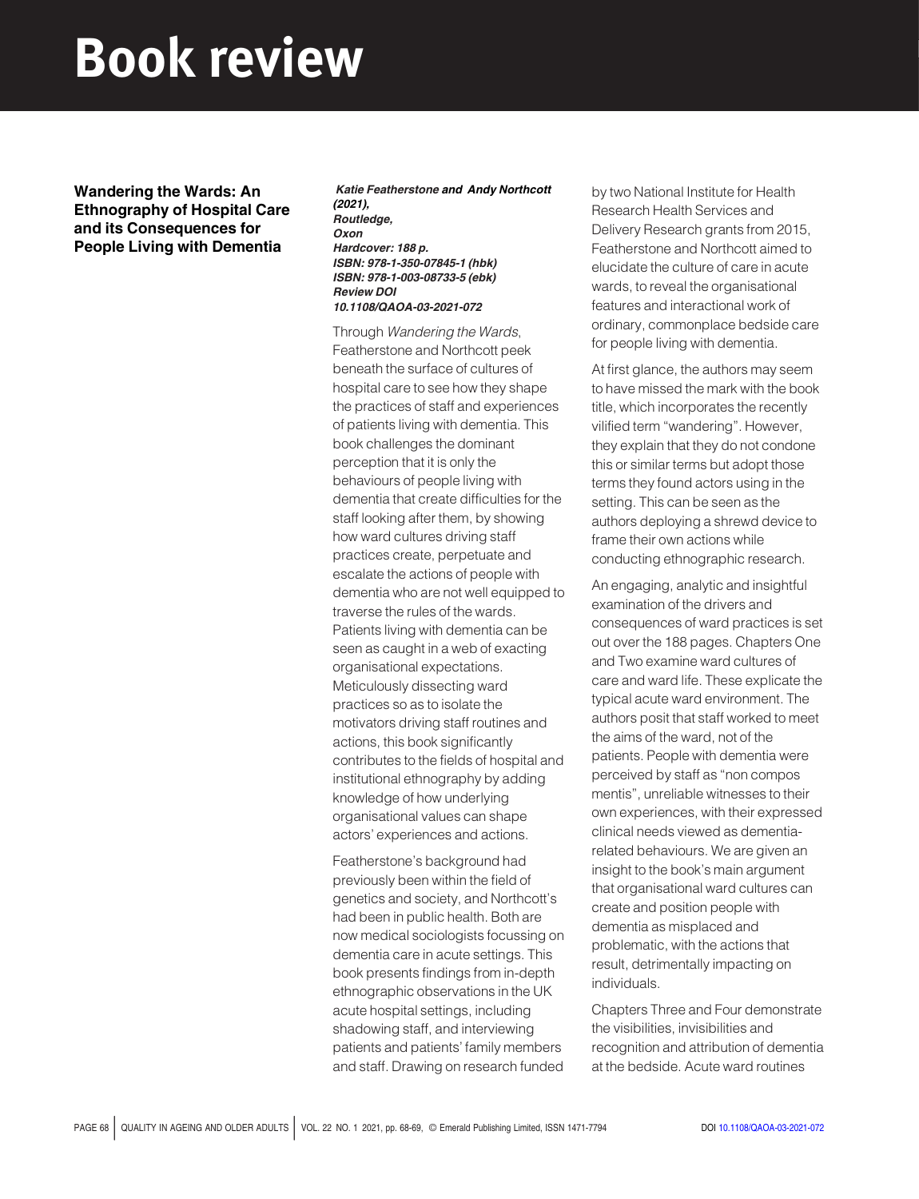# Book review

## Wandering the Wards: An Ethnography of Hospital Care and its Consequences for People Living with Dementia

***Katie Featherstone and Andy Northcott (2021), Routledge, Oxon***
***Hardcover: 188 p.***
***ISBN: 978-1-350-07845-1 (hbk)***
***ISBN: 978-1-003-08733-5 (ebk)***
***Review DOI 10.1108/QAOA-03-2021-072***

Through *Wandering the Wards*, Featherstone and Northcott peek beneath the surface of cultures of hospital care to see how they shape the practices of staff and experiences of patients living with dementia. This book challenges the dominant perception that it is only the behaviours of people living with dementia that create difficulties for the staff looking after them, by showing how ward cultures driving staff practices create, perpetuate and escalate the actions of people with dementia who are not well equipped to traverse the rules of the wards. Patients living with dementia can be seen as caught in a web of exacting organisational expectations. Meticulously dissecting ward practices so as to isolate the motivators driving staff routines and actions, this book significantly contributes to the fields of hospital and institutional ethnography by adding knowledge of how underlying organisational values can shape actors' experiences and actions.

Featherstone's background had previously been within the field of genetics and society, and Northcott's had been in public health. Both are now medical sociologists focussing on dementia care in acute settings. This book presents findings from in-depth ethnographic observations in the UK acute hospital settings, including shadowing staff, and interviewing patients and patients' family members and staff. Drawing on research funded by two National Institute for Health Research Health Services and Delivery Research grants from 2015, Featherstone and Northcott aimed to elucidate the culture of care in acute wards, to reveal the organisational features and interactional work of ordinary, commonplace bedside care for people living with dementia.

At first glance, the authors may seem to have missed the mark with the book title, which incorporates the recently vilified term "wandering". However, they explain that they do not condone this or similar terms but adopt those terms they found actors using in the setting. This can be seen as the authors deploying a shrewd device to frame their own actions while conducting ethnographic research.

An engaging, analytic and insightful examination of the drivers and consequences of ward practices is set out over the 188 pages. Chapters One and Two examine ward cultures of care and ward life. These explicate the typical acute ward environment. The authors posit that staff worked to meet the aims of the ward, not of the patients. People with dementia were perceived by staff as "non compos mentis", unreliable witnesses to their own experiences, with their expressed clinical needs viewed as dementia-related behaviours. We are given an insight to the book's main argument that organisational ward cultures can create and position people with dementia as misplaced and problematic, with the actions that result, detrimentally impacting on individuals.

Chapters Three and Four demonstrate the visibilities, invisibilities and recognition and attribution of dementia at the bedside. Acute ward routines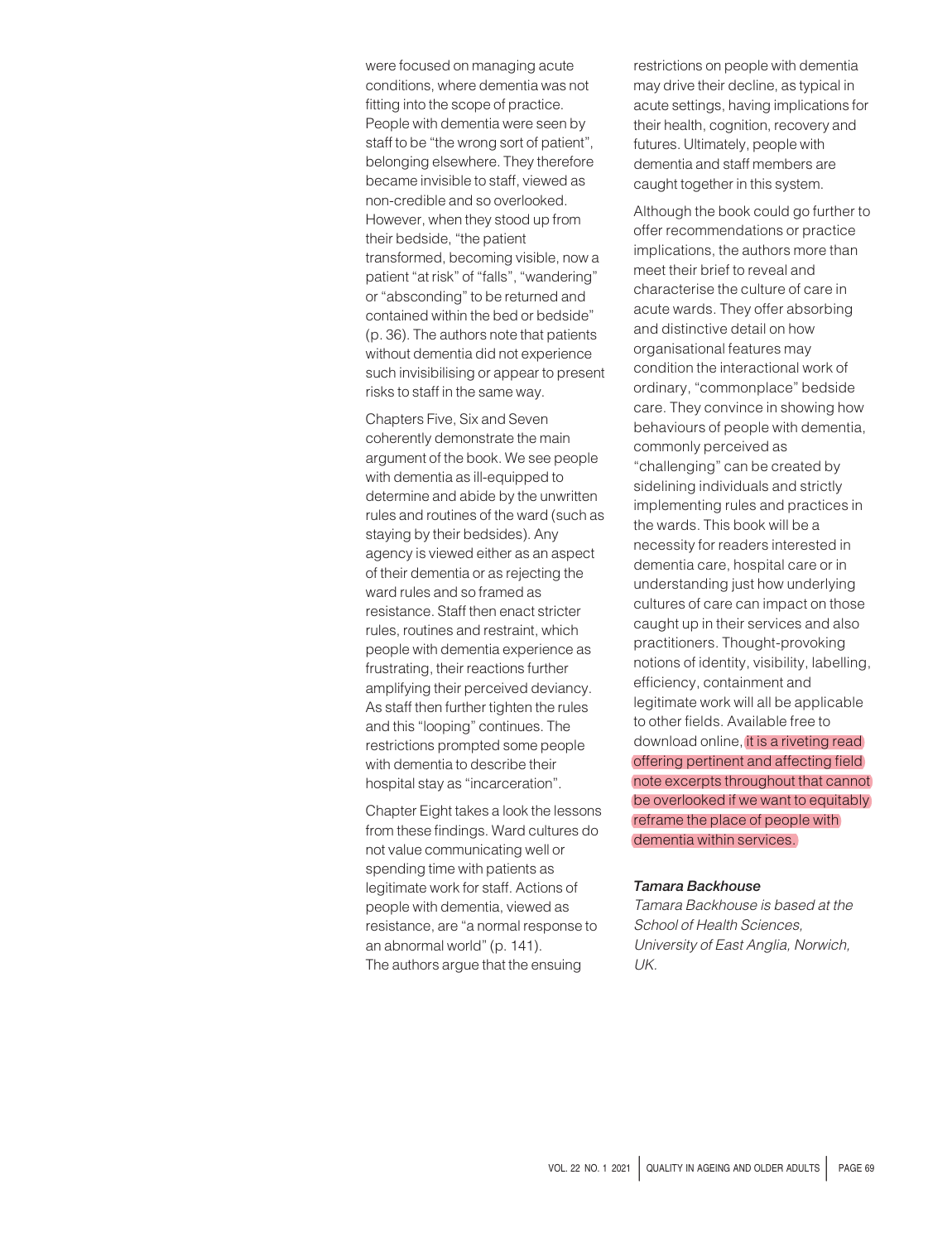were focused on managing acute conditions, where dementia was not fitting into the scope of practice. People with dementia were seen by staff to be "the wrong sort of patient", belonging elsewhere. They therefore became invisible to staff, viewed as non-credible and so overlooked. However, when they stood up from their bedside, "the patient transformed, becoming visible, now a patient "at risk" of "falls", "wandering" or "absconding" to be returned and contained within the bed or bedside" (p. 36). The authors note that patients without dementia did not experience such invisibilising or appear to present risks to staff in the same way.

Chapters Five, Six and Seven coherently demonstrate the main argument of the book. We see people with dementia as ill-equipped to determine and abide by the unwritten rules and routines of the ward (such as staying by their bedsides). Any agency is viewed either as an aspect of their dementia or as rejecting the ward rules and so framed as resistance. Staff then enact stricter rules, routines and restraint, which people with dementia experience as frustrating, their reactions further amplifying their perceived deviancy. As staff then further tighten the rules and this "looping" continues. The restrictions prompted some people with dementia to describe their hospital stay as "incarceration".

Chapter Eight takes a look the lessons from these findings. Ward cultures do not value communicating well or spending time with patients as legitimate work for staff. Actions of people with dementia, viewed as resistance, are "a normal response to an abnormal world" (p. 141). The authors argue that the ensuing restrictions on people with dementia may drive their decline, as typical in acute settings, having implications for their health, cognition, recovery and futures. Ultimately, people with dementia and staff members are caught together in this system.

Although the book could go further to offer recommendations or practice implications, the authors more than meet their brief to reveal and characterise the culture of care in acute wards. They offer absorbing and distinctive detail on how organisational features may condition the interactional work of ordinary, "commonplace" bedside care. They convince in showing how behaviours of people with dementia, commonly perceived as "challenging" can be created by sidelining individuals and strictly implementing rules and practices in the wards. This book will be a necessity for readers interested in dementia care, hospital care or in understanding just how underlying cultures of care can impact on those caught up in their services and also practitioners. Thought-provoking notions of identity, visibility, labelling, efficiency, containment and legitimate work will all be applicable to other fields. Available free to download online, it is a riveting read offering pertinent and affecting field note excerpts throughout that cannot be overlooked if we want to equitably reframe the place of people with dementia within services.

***Tamara Backhouse***

*Tamara Backhouse is based at the School of Health Sciences, University of East Anglia, Norwich, UK.*